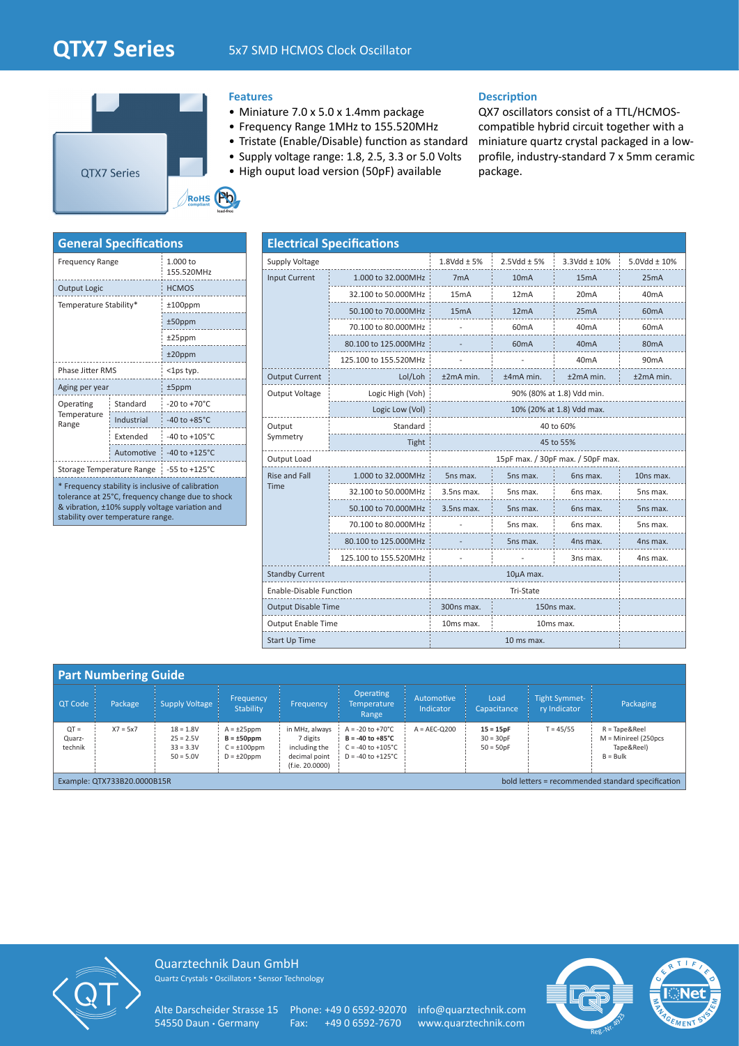# QTX7 Series

5x7 SMD HCMOS Clock Oscillator

QTX7 Series

RoHS compliant · Pb lead-free

## Features

- Miniature 7.0 x 5.0 x 1.4mm package
- Frequency Range 1MHz to 155.520MHz
- Tristate (Enable/Disable) function as standard
- Supply voltage range: 1.8, 2.5, 3.3 or 5.0 Volts
- High ouput load version (50pF) available

## Description

QX7 oscillators consist of a TTL/HCMOS-compatible hybrid circuit together with a miniature quartz crystal packaged in a low-profile, industry-standard 7 x 5mm ceramic package.

## General Specifications

| Parameter | | Value |
|---|---|---|
| Frequency Range | | 1.000 to 155.520MHz |
| Output Logic | | HCMOS |
| Temperature Stability* | | ±100ppm |
| | | ±50ppm |
| | | ±25ppm |
| | | ±20ppm |
| Phase Jitter RMS | | <1ps typ. |
| Aging per year | | ±5ppm |
| Operating Temperature Range | Standard | -20 to +70°C |
| | Industrial | -40 to +85°C |
| | Extended | -40 to +105°C |
| | Automotive | -40 to +125°C |
| Storage Temperature Range | | -55 to +125°C |

* Frequency stability is inclusive of calibration tolerance at 25°C, frequency change due to shock & vibration, ±10% supply voltage variation and stability over temperature range.

## Electrical Specifications

| Supply Voltage | | 1.8Vdd ± 5% | 2.5Vdd ± 5% | 3.3Vdd ± 10% | 5.0Vdd ± 10% |
|---|---|---|---|---|---|
| Input Current | 1.000 to 32.000MHz | 7mA | 10mA | 15mA | 25mA |
| | 32.100 to 50.000MHz | 15mA | 12mA | 20mA | 40mA |
| | 50.100 to 70.000MHz | 15mA | 12mA | 25mA | 60mA |
| | 70.100 to 80.000MHz | - | 60mA | 40mA | 60mA |
| | 80.100 to 125.000MHz | - | 60mA | 40mA | 80mA |
| | 125.100 to 155.520MHz | - | - | 40mA | 90mA |
| Output Current | Lol/Loh | ±2mA min. | ±4mA min. | ±2mA min. | ±2mA min. |
| Output Voltage | Logic High (Voh) | 90% (80% at 1.8) Vdd min. | | | |
| | Logic Low (Vol) | 10% (20% at 1.8) Vdd max. | | | |
| Output Symmetry | Standard | 40 to 60% | | | |
| | Tight | 45 to 55% | | | |
| Output Load | | 15pF max. / 30pF max. / 50pF max. | | | |
| Rise and Fall Time | 1.000 to 32.000MHz | 5ns max. | 5ns max. | 6ns max. | 10ns max. |
| | 32.100 to 50.000MHz | 3.5ns max. | 5ns max. | 6ns max. | 5ns max. |
| | 50.100 to 70.000MHz | 3.5ns max. | 5ns max. | 6ns max. | 5ns max. |
| | 70.100 to 80.000MHz | - | 5ns max. | 6ns max. | 5ns max. |
| | 80.100 to 125.000MHz | - | 5ns max. | 4ns max. | 4ns max. |
| | 125.100 to 155.520MHz | - | - | 3ns max. | 4ns max. |
| Standby Current | | 10µA max. | | | |
| Enable-Disable Function | | Tri-State | | | |
| Output Disable Time | | 300ns max. | 150ns max. | | |
| Output Enable Time | | 10ms max. | 10ms max. | | |
| Start Up Time | | 10 ms max. | | | |

## Part Numbering Guide

| QT Code | Package | Supply Voltage | Frequency Stability | Frequency | Operating Temperature Range | Automotive Indicator | Load Capacitance | Tight Symmetry Indicator | Packaging |
|---|---|---|---|---|---|---|---|---|---|
| QT = Quarz-technik | X7 = 5x7 | 18 = 1.8V<br>25 = 2.5V<br>33 = 3.3V<br>50 = 5.0V | A = ±25ppm<br>**B = ±50ppm**<br>C = ±100ppm<br>D = ±20ppm | in MHz, always 7 digits including the decimal point (f.ie. 20.0000) | A = -20 to +70°C<br>**B = -40 to +85°C**<br>C = -40 to +105°C<br>D = -40 to +125°C | A = AEC-Q200 | **15 = 15pF**<br>30 = 30pF<br>50 = 50pF | T = 45/55 | R = Tape&Reel<br>M = Minireel (250pcs Tape&Reel)<br>B = Bulk |

Example: QTX733B20.0000B15R

bold letters = recommended standard specification

Quarztechnik Daun GmbH
Quartz Crystals • Oscillators • Sensor Technology

Alte Darscheider Strasse 15
54550 Daun • Germany

Phone: +49 0 6592-92070
Fax: +49 0 6592-7670

info@quarztechnik.com
www.quarztechnik.com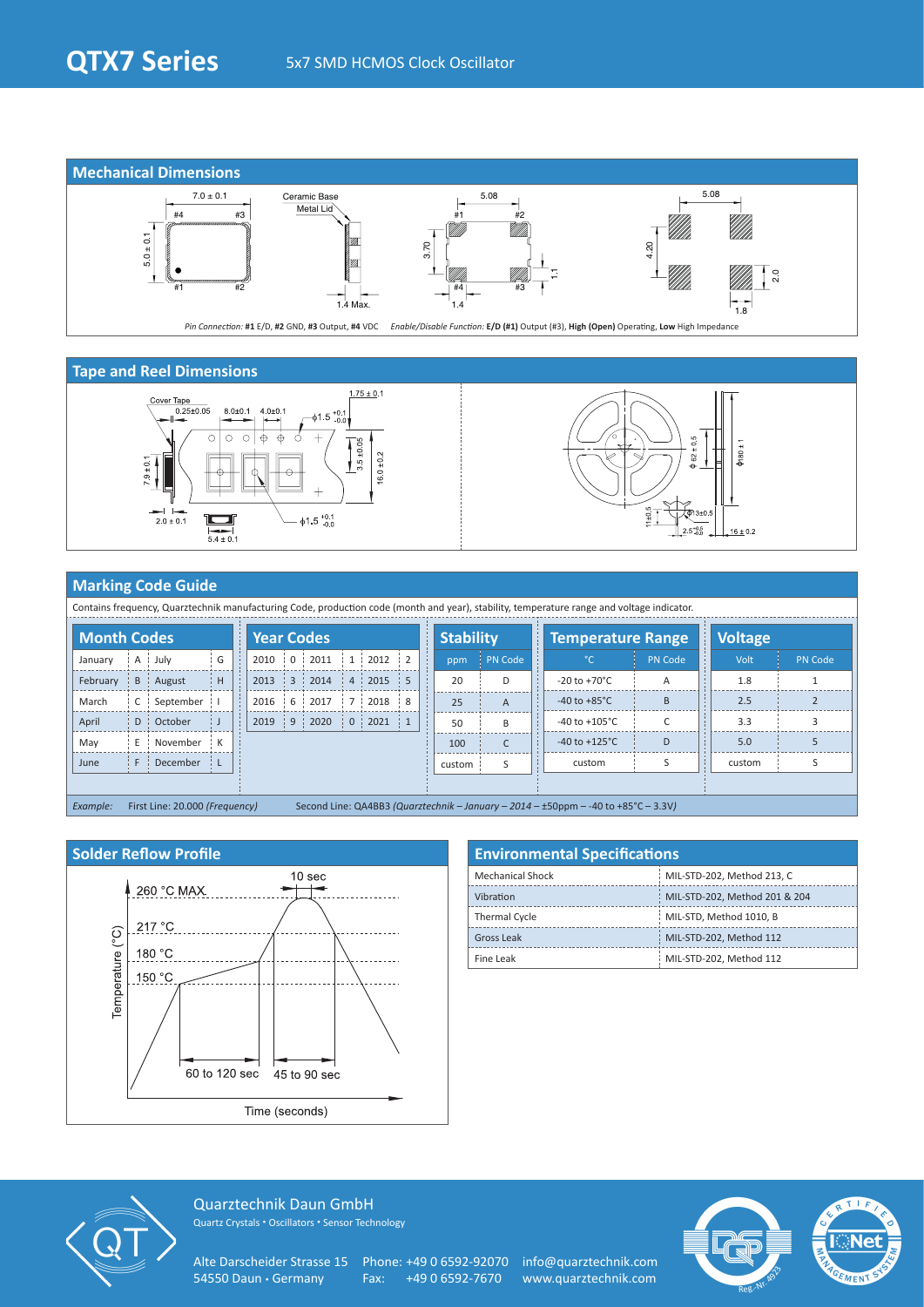# QTX7 Series

5x7 SMD HCMOS Clock Oscillator

## Mechanical Dimensions

7.0 ± 0.1
#4 #3
5.0 ± 0.1
#1 #2
Ceramic Base
Metal Lid
1.4 Max.
5.08
#1 #2
3.70
#4 #3
1.4
1.1
5.08
4.20
2.0
1.8

*Pin Connection:* **#1** E/D, **#2** GND, **#3** Output, **#4** VDC *Enable/Disable Function:* **E/D (#1)** Output (#3), **High (Open)** Operating, **Low** High Impedance

## Tape and Reel Dimensions

Cover Tape
0.25±0.05
8.0±0.1
4.0±0.1
ϕ1.5 +0.1 -0.0
1.75 ± 0.1
7.9 ± 0.1
3.5 ±0.05
16.0 ± 0.2
2.0 ± 0.1
5.4 ± 0.1
ϕ1.5 +0.1 -0.0
ϕ 62 ± 0.5
ϕ180 ± 1
11±0.5
ϕ13±0.5
2.5 +0.5 -0.0
16 ± 0.2

## Marking Code Guide

Contains frequency, Quarztechnik manufacturing Code, production code (month and year), stability, temperature range and voltage indicator.

### Month Codes

| | | | |
|---|---|---|---|
| January | A | July | G |
| February | B | August | H |
| March | C | September | I |
| April | D | October | J |
| May | E | November | K |
| June | F | December | L |

### Year Codes

| | | | | | |
|---|---|---|---|---|---|
| 2010 | 0 | 2011 | 1 | 2012 | 2 |
| 2013 | 3 | 2014 | 4 | 2015 | 5 |
| 2016 | 6 | 2017 | 7 | 2018 | 8 |
| 2019 | 9 | 2020 | 0 | 2021 | 1 |

### Stability

| ppm | PN Code |
|---|---|
| 20 | D |
| 25 | A |
| 50 | B |
| 100 | C |
| custom | S |

### Temperature Range

| °C | PN Code |
|---|---|
| -20 to +70°C | A |
| -40 to +85°C | B |
| -40 to +105°C | C |
| -40 to +125°C | D |
| custom | S |

### Voltage

| Volt | PN Code |
|---|---|
| 1.8 | 1 |
| 2.5 | 2 |
| 3.3 | 3 |
| 5.0 | 5 |
| custom | S |

*Example:* First Line: 20.000 *(Frequency)* Second Line: QA4BB3 *(Quarztechnik – January – 2014 – ±50ppm – -40 to +85°C – 3.3V)*

## Solder Reflow Profile

260 °C MAX.
10 sec
217 °C
180 °C
150 °C
Temperature (°C)
60 to 120 sec
45 to 90 sec
Time (seconds)

## Environmental Specifications

| | |
|---|---|
| Mechanical Shock | MIL-STD-202, Method 213, C |
| Vibration | MIL-STD-202, Method 201 & 204 |
| Thermal Cycle | MIL-STD, Method 1010, B |
| Gross Leak | MIL-STD-202, Method 112 |
| Fine Leak | MIL-STD-202, Method 112 |

Quarztechnik Daun GmbH
Quartz Crystals • Oscillators • Sensor Technology

Alte Darscheider Strasse 15
54550 Daun • Germany

Phone: +49 0 6592-92070
Fax: +49 0 6592-7670

info@quarztechnik.com
www.quarztechnik.com